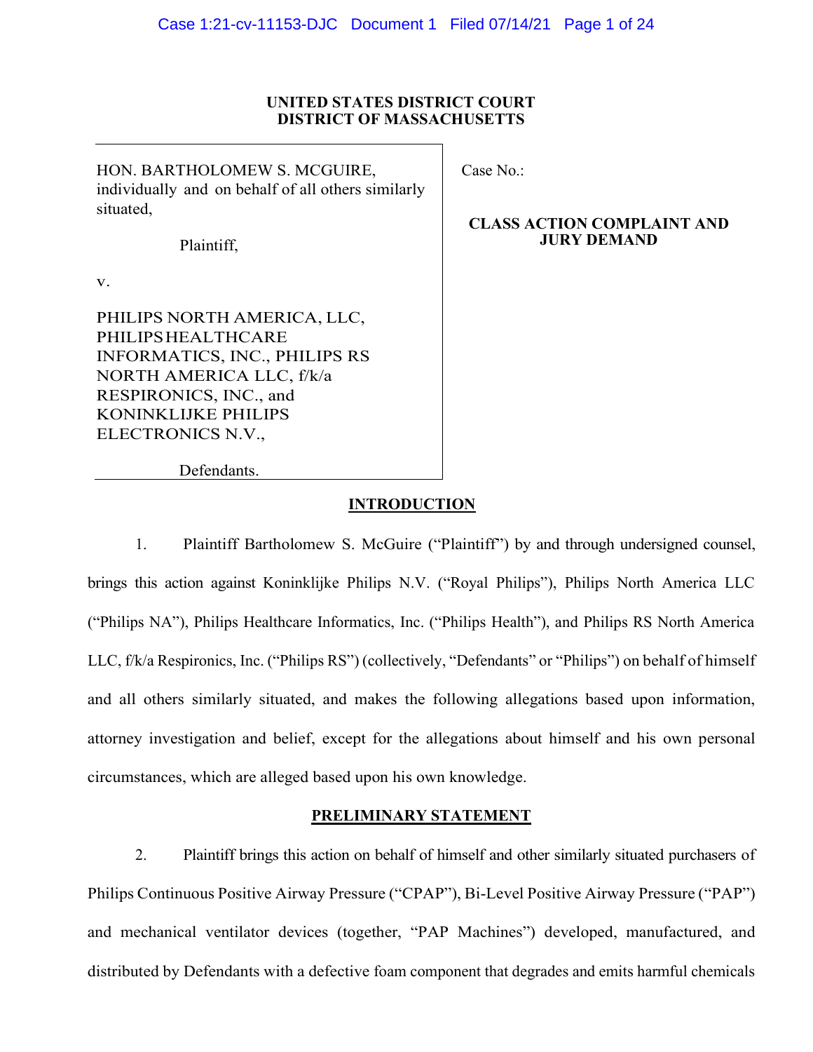**UNITED STATES DISTRICT COURT**
**DISTRICT OF MASSACHUSETTS**

| | |
|---|---|
| HON. BARTHOLOMEW S. MCGUIRE, individually and on behalf of all others similarly situated,<br><br>Plaintiff,<br><br>v.<br><br>PHILIPS NORTH AMERICA, LLC, PHILIPS HEALTHCARE INFORMATICS, INC., PHILIPS RS NORTH AMERICA LLC, f/k/a RESPIRONICS, INC., and KONINKLIJKE PHILIPS ELECTRONICS N.V.,<br><br>Defendants. | Case No.:<br><br>**CLASS ACTION COMPLAINT AND JURY DEMAND** |

## INTRODUCTION

1. Plaintiff Bartholomew S. McGuire ("Plaintiff") by and through undersigned counsel, brings this action against Koninklijke Philips N.V. ("Royal Philips"), Philips North America LLC ("Philips NA"), Philips Healthcare Informatics, Inc. ("Philips Health"), and Philips RS North America LLC, f/k/a Respironics, Inc. ("Philips RS") (collectively, "Defendants" or "Philips") on behalf of himself and all others similarly situated, and makes the following allegations based upon information, attorney investigation and belief, except for the allegations about himself and his own personal circumstances, which are alleged based upon his own knowledge.

## PRELIMINARY STATEMENT

2. Plaintiff brings this action on behalf of himself and other similarly situated purchasers of Philips Continuous Positive Airway Pressure ("CPAP"), Bi-Level Positive Airway Pressure ("PAP") and mechanical ventilator devices (together, "PAP Machines") developed, manufactured, and distributed by Defendants with a defective foam component that degrades and emits harmful chemicals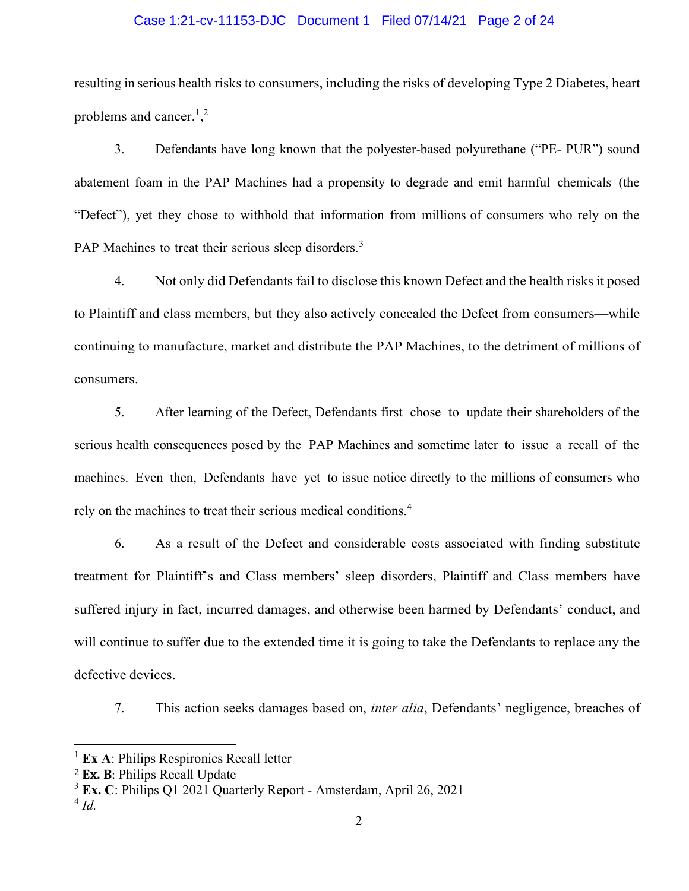resulting in serious health risks to consumers, including the risks of developing Type 2 Diabetes, heart problems and cancer.[1],[2]

3. Defendants have long known that the polyester-based polyurethane ("PE- PUR") sound abatement foam in the PAP Machines had a propensity to degrade and emit harmful chemicals (the "Defect"), yet they chose to withhold that information from millions of consumers who rely on the PAP Machines to treat their serious sleep disorders.[3]

4. Not only did Defendants fail to disclose this known Defect and the health risks it posed to Plaintiff and class members, but they also actively concealed the Defect from consumers—while continuing to manufacture, market and distribute the PAP Machines, to the detriment of millions of consumers.

5. After learning of the Defect, Defendants first chose to update their shareholders of the serious health consequences posed by the PAP Machines and sometime later to issue a recall of the machines. Even then, Defendants have yet to issue notice directly to the millions of consumers who rely on the machines to treat their serious medical conditions.[4]

6. As a result of the Defect and considerable costs associated with finding substitute treatment for Plaintiff's and Class members' sleep disorders, Plaintiff and Class members have suffered injury in fact, incurred damages, and otherwise been harmed by Defendants' conduct, and will continue to suffer due to the extended time it is going to take the Defendants to replace any the defective devices.

7. This action seeks damages based on, *inter alia*, Defendants' negligence, breaches of

---

[1] **Ex A**: Philips Respironics Recall letter

[2] **Ex. B**: Philips Recall Update

[3] **Ex. C**: Philips Q1 2021 Quarterly Report - Amsterdam, April 26, 2021

[4] *Id.*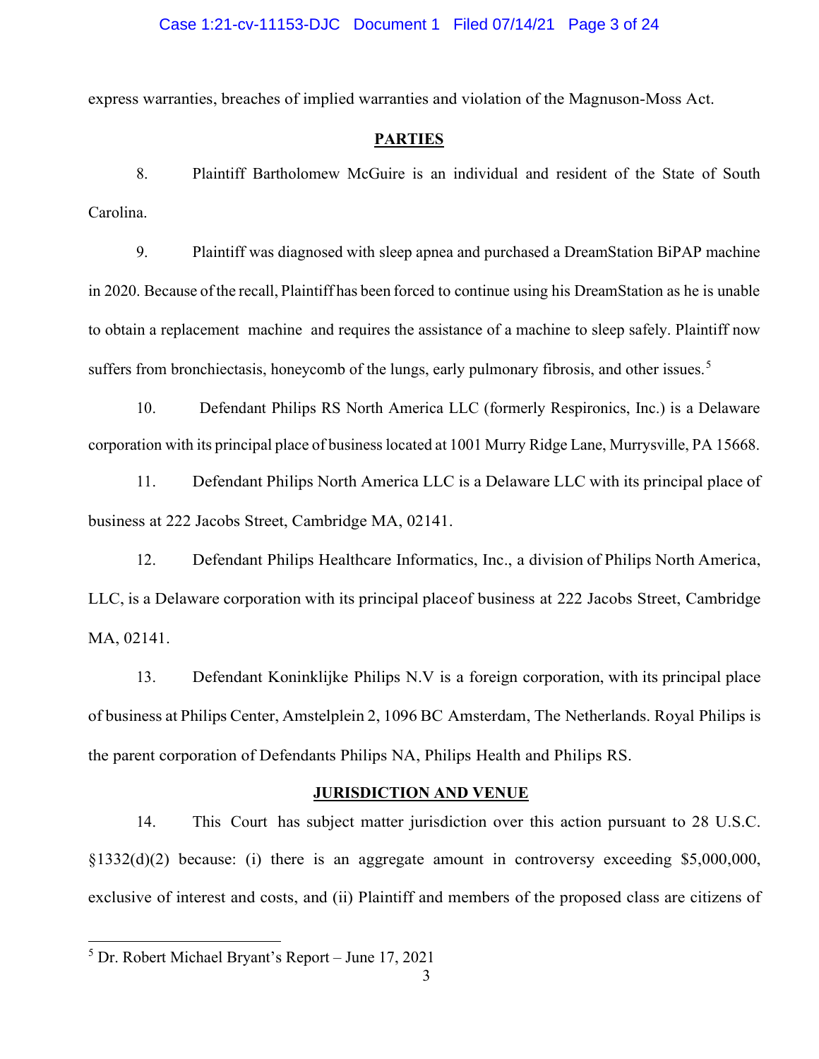express warranties, breaches of implied warranties and violation of the Magnuson-Moss Act.

## PARTIES

8. Plaintiff Bartholomew McGuire is an individual and resident of the State of South Carolina.

9. Plaintiff was diagnosed with sleep apnea and purchased a DreamStation BiPAP machine in 2020. Because of the recall, Plaintiff has been forced to continue using his DreamStation as he is unable to obtain a replacement machine and requires the assistance of a machine to sleep safely. Plaintiff now suffers from bronchiectasis, honeycomb of the lungs, early pulmonary fibrosis, and other issues.[5]

10. Defendant Philips RS North America LLC (formerly Respironics, Inc.) is a Delaware corporation with its principal place of business located at 1001 Murry Ridge Lane, Murrysville, PA 15668.

11. Defendant Philips North America LLC is a Delaware LLC with its principal place of business at 222 Jacobs Street, Cambridge MA, 02141.

12. Defendant Philips Healthcare Informatics, Inc., a division of Philips North America, LLC, is a Delaware corporation with its principal placeof business at 222 Jacobs Street, Cambridge MA, 02141.

13. Defendant Koninklijke Philips N.V is a foreign corporation, with its principal place of business at Philips Center, Amstelplein 2, 1096 BC Amsterdam, The Netherlands. Royal Philips is the parent corporation of Defendants Philips NA, Philips Health and Philips RS.

## JURISDICTION AND VENUE

14. This Court has subject matter jurisdiction over this action pursuant to 28 U.S.C. §1332(d)(2) because: (i) there is an aggregate amount in controversy exceeding $5,000,000, exclusive of interest and costs, and (ii) Plaintiff and members of the proposed class are citizens of

---

[5] Dr. Robert Michael Bryant's Report – June 17, 2021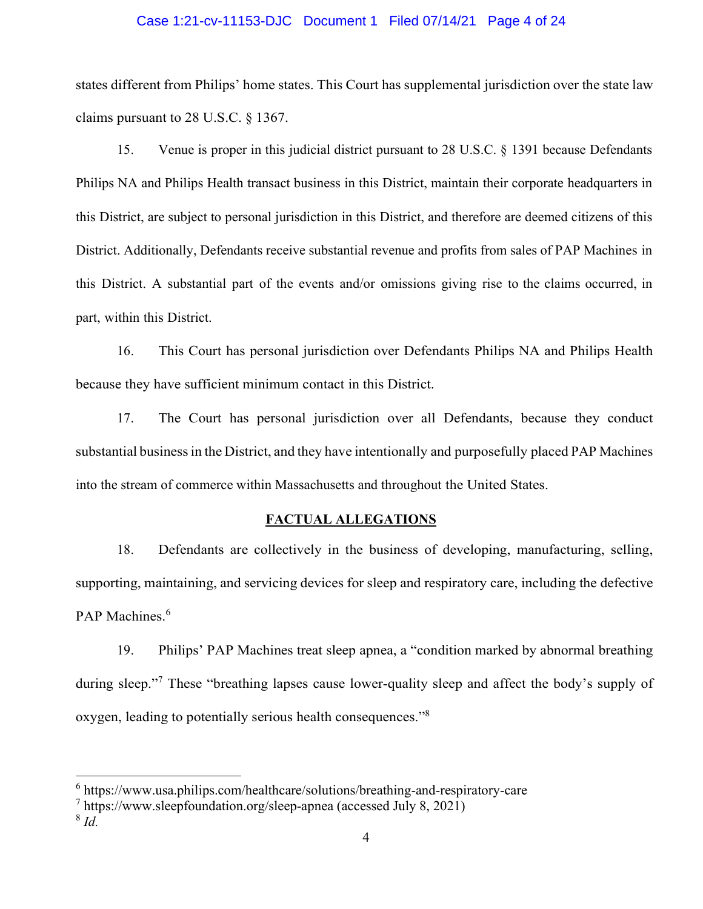states different from Philips' home states. This Court has supplemental jurisdiction over the state law claims pursuant to 28 U.S.C. § 1367.

15. Venue is proper in this judicial district pursuant to 28 U.S.C. § 1391 because Defendants Philips NA and Philips Health transact business in this District, maintain their corporate headquarters in this District, are subject to personal jurisdiction in this District, and therefore are deemed citizens of this District. Additionally, Defendants receive substantial revenue and profits from sales of PAP Machines in this District. A substantial part of the events and/or omissions giving rise to the claims occurred, in part, within this District.

16. This Court has personal jurisdiction over Defendants Philips NA and Philips Health because they have sufficient minimum contact in this District.

17. The Court has personal jurisdiction over all Defendants, because they conduct substantial business in the District, and they have intentionally and purposefully placed PAP Machines into the stream of commerce within Massachusetts and throughout the United States.

## FACTUAL ALLEGATIONS

18. Defendants are collectively in the business of developing, manufacturing, selling, supporting, maintaining, and servicing devices for sleep and respiratory care, including the defective PAP Machines.[6]

19. Philips' PAP Machines treat sleep apnea, a "condition marked by abnormal breathing during sleep."[7] These "breathing lapses cause lower-quality sleep and affect the body's supply of oxygen, leading to potentially serious health consequences."[8]

---

[6] https://www.usa.philips.com/healthcare/solutions/breathing-and-respiratory-care

[7] https://www.sleepfoundation.org/sleep-apnea (accessed July 8, 2021)

[8] *Id.*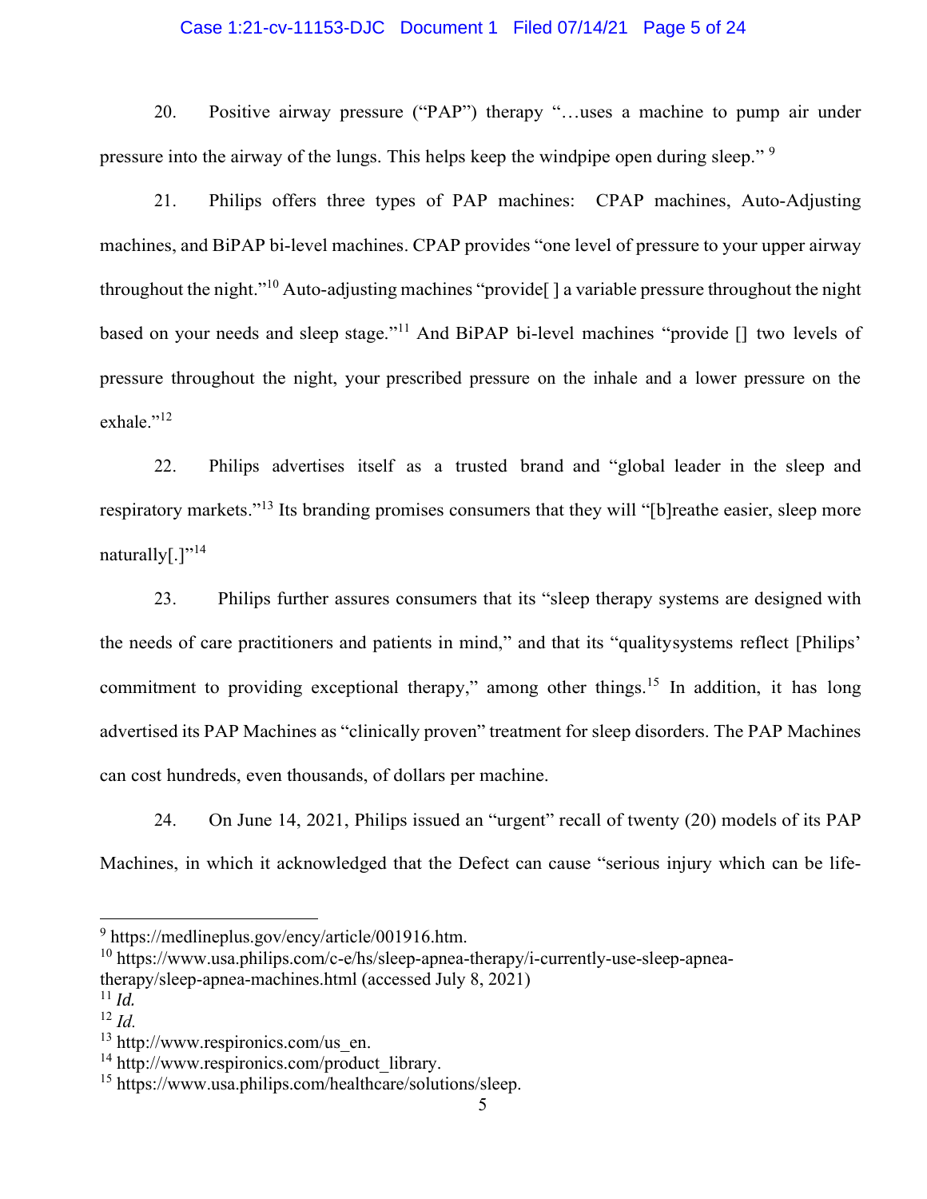20. Positive airway pressure ("PAP") therapy "…uses a machine to pump air under pressure into the airway of the lungs. This helps keep the windpipe open during sleep." [9]

21. Philips offers three types of PAP machines: CPAP machines, Auto-Adjusting machines, and BiPAP bi-level machines. CPAP provides "one level of pressure to your upper airway throughout the night."[10] Auto-adjusting machines "provide[ ] a variable pressure throughout the night based on your needs and sleep stage."[11] And BiPAP bi-level machines "provide [] two levels of pressure throughout the night, your prescribed pressure on the inhale and a lower pressure on the exhale."[12]

22. Philips advertises itself as a trusted brand and "global leader in the sleep and respiratory markets."[13] Its branding promises consumers that they will "[b]reathe easier, sleep more naturally[.]"[14]

23. Philips further assures consumers that its "sleep therapy systems are designed with the needs of care practitioners and patients in mind," and that its "qualitysystems reflect [Philips' commitment to providing exceptional therapy," among other things.[15] In addition, it has long advertised its PAP Machines as "clinically proven" treatment for sleep disorders. The PAP Machines can cost hundreds, even thousands, of dollars per machine.

24. On June 14, 2021, Philips issued an "urgent" recall of twenty (20) models of its PAP Machines, in which it acknowledged that the Defect can cause "serious injury which can be life-

---

[9] https://medlineplus.gov/ency/article/001916.htm.

[10] https://www.usa.philips.com/c-e/hs/sleep-apnea-therapy/i-currently-use-sleep-apnea-therapy/sleep-apnea-machines.html (accessed July 8, 2021)

[11] *Id.*

[12] *Id.*

[13] http://www.respironics.com/us_en.

[14] http://www.respironics.com/product_library.

[15] https://www.usa.philips.com/healthcare/solutions/sleep.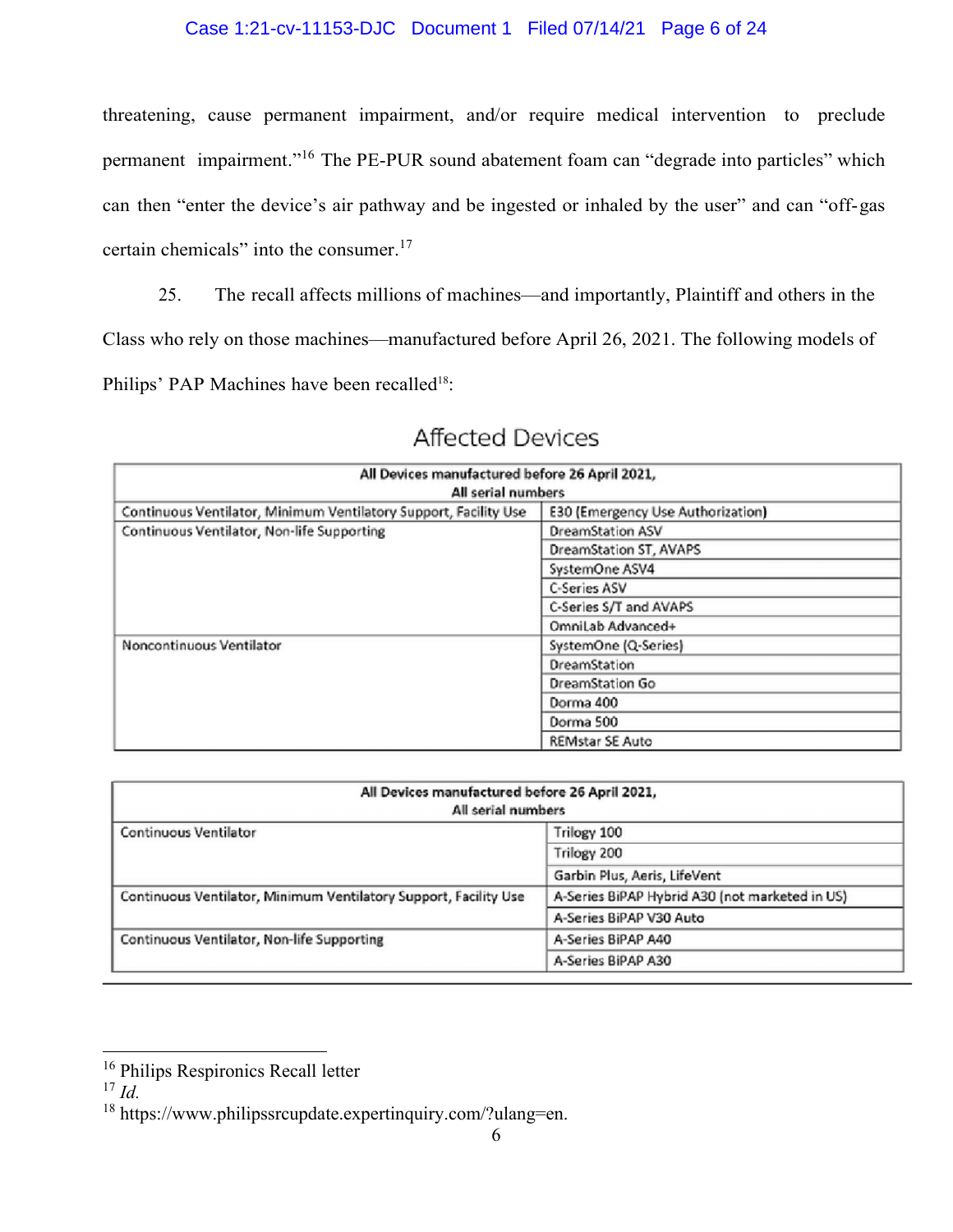threatening, cause permanent impairment, and/or require medical intervention to preclude permanent impairment."[16] The PE-PUR sound abatement foam can "degrade into particles" which can then "enter the device's air pathway and be ingested or inhaled by the user" and can "off-gas certain chemicals" into the consumer.[17]

25. The recall affects millions of machines—and importantly, Plaintiff and others in the Class who rely on those machines—manufactured before April 26, 2021. The following models of Philips' PAP Machines have been recalled[18]:

## Affected Devices

| All Devices manufactured before 26 April 2021, All serial numbers | |
|---|---|
| Continuous Ventilator, Minimum Ventilatory Support, Facility Use | E30 (Emergency Use Authorization) |
| Continuous Ventilator, Non-life Supporting | DreamStation ASV |
| | DreamStation ST, AVAPS |
| | SystemOne ASV4 |
| | C-Series ASV |
| | C-Series S/T and AVAPS |
| | OmniLab Advanced+ |
| Noncontinuous Ventilator | SystemOne (Q-Series) |
| | DreamStation |
| | DreamStation Go |
| | Dorma 400 |
| | Dorma 500 |
| | REMstar SE Auto |

| All Devices manufactured before 26 April 2021, All serial numbers | |
|---|---|
| Continuous Ventilator | Trilogy 100 |
| | Trilogy 200 |
| | Garbin Plus, Aeris, LifeVent |
| Continuous Ventilator, Minimum Ventilatory Support, Facility Use | A-Series BiPAP Hybrid A30 (not marketed in US) |
| | A-Series BiPAP V30 Auto |
| Continuous Ventilator, Non-life Supporting | A-Series BiPAP A40 |
| | A-Series BiPAP A30 |

---

[16] Philips Respironics Recall letter

[17] *Id.*

[18] https://www.philipssrcupdate.expertinquiry.com/?ulang=en.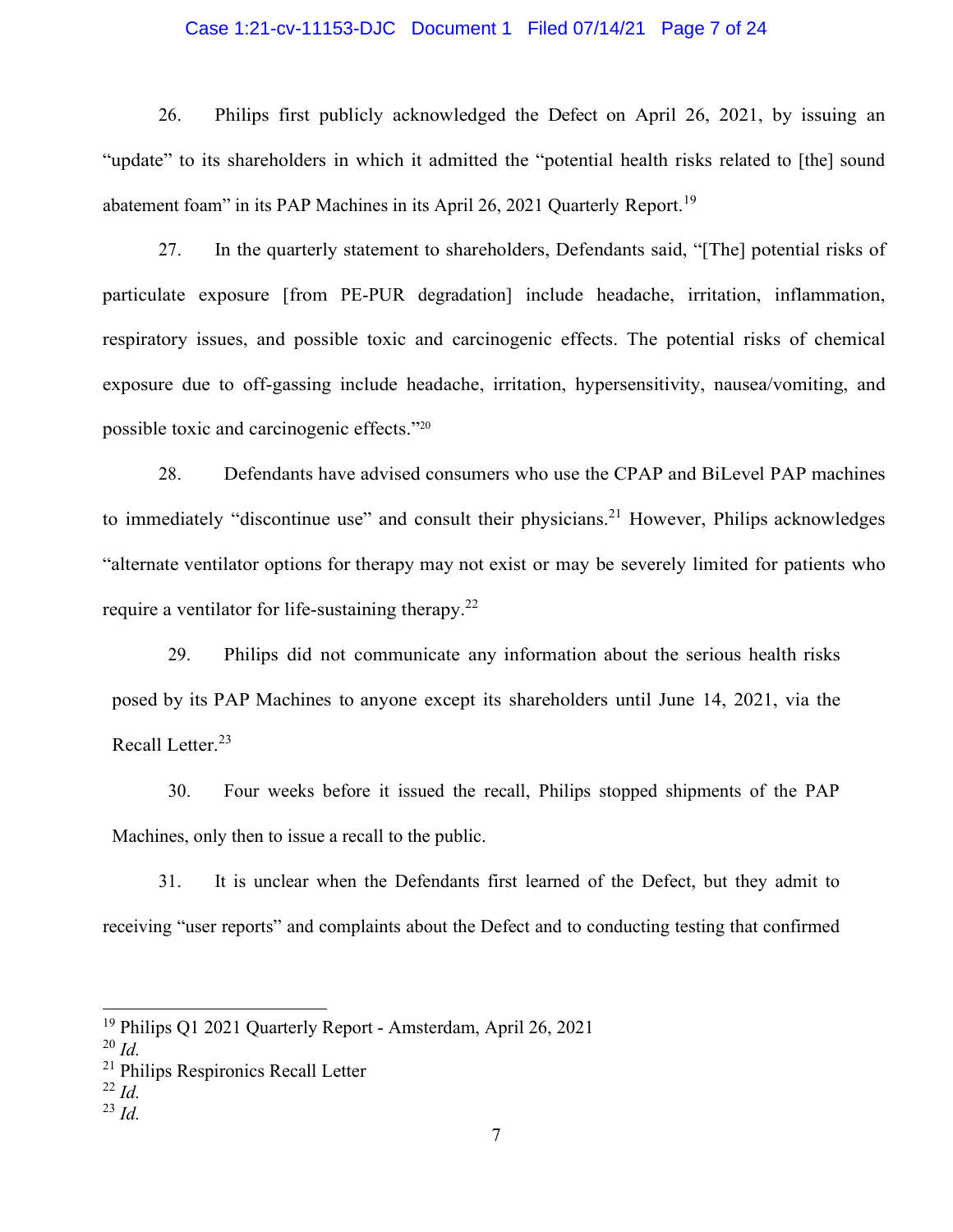26. Philips first publicly acknowledged the Defect on April 26, 2021, by issuing an "update" to its shareholders in which it admitted the "potential health risks related to [the] sound abatement foam" in its PAP Machines in its April 26, 2021 Quarterly Report.[19]

27. In the quarterly statement to shareholders, Defendants said, "[The] potential risks of particulate exposure [from PE-PUR degradation] include headache, irritation, inflammation, respiratory issues, and possible toxic and carcinogenic effects. The potential risks of chemical exposure due to off-gassing include headache, irritation, hypersensitivity, nausea/vomiting, and possible toxic and carcinogenic effects."[20]

28. Defendants have advised consumers who use the CPAP and BiLevel PAP machines to immediately "discontinue use" and consult their physicians.[21] However, Philips acknowledges "alternate ventilator options for therapy may not exist or may be severely limited for patients who require a ventilator for life-sustaining therapy.[22]

29. Philips did not communicate any information about the serious health risks posed by its PAP Machines to anyone except its shareholders until June 14, 2021, via the Recall Letter.[23]

30. Four weeks before it issued the recall, Philips stopped shipments of the PAP Machines, only then to issue a recall to the public.

31. It is unclear when the Defendants first learned of the Defect, but they admit to receiving "user reports" and complaints about the Defect and to conducting testing that confirmed

---

[19] Philips Q1 2021 Quarterly Report - Amsterdam, April 26, 2021

[20] *Id.*

[21] Philips Respironics Recall Letter

[22] *Id.*

[23] *Id.*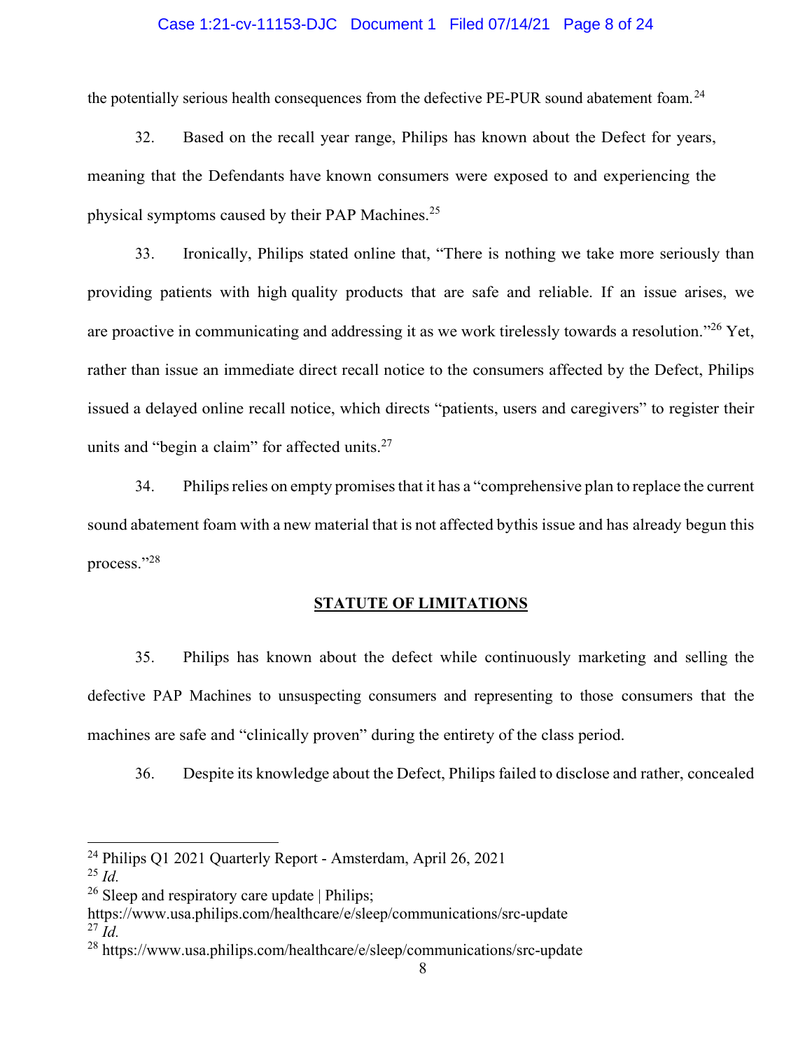the potentially serious health consequences from the defective PE-PUR sound abatement foam.[24]

32. Based on the recall year range, Philips has known about the Defect for years, meaning that the Defendants have known consumers were exposed to and experiencing the physical symptoms caused by their PAP Machines.[25]

33. Ironically, Philips stated online that, "There is nothing we take more seriously than providing patients with high quality products that are safe and reliable. If an issue arises, we are proactive in communicating and addressing it as we work tirelessly towards a resolution."[26] Yet, rather than issue an immediate direct recall notice to the consumers affected by the Defect, Philips issued a delayed online recall notice, which directs "patients, users and caregivers" to register their units and "begin a claim" for affected units.[27]

34. Philips relies on empty promises that it has a "comprehensive plan to replace the current sound abatement foam with a new material that is not affected bythis issue and has already begun this process."[28]

## STATUTE OF LIMITATIONS

35. Philips has known about the defect while continuously marketing and selling the defective PAP Machines to unsuspecting consumers and representing to those consumers that the machines are safe and "clinically proven" during the entirety of the class period.

36. Despite its knowledge about the Defect, Philips failed to disclose and rather, concealed

---

[24] Philips Q1 2021 Quarterly Report - Amsterdam, April 26, 2021

[25] *Id.*

[26] Sleep and respiratory care update | Philips; https://www.usa.philips.com/healthcare/e/sleep/communications/src-update

[27] *Id.*

[28] https://www.usa.philips.com/healthcare/e/sleep/communications/src-update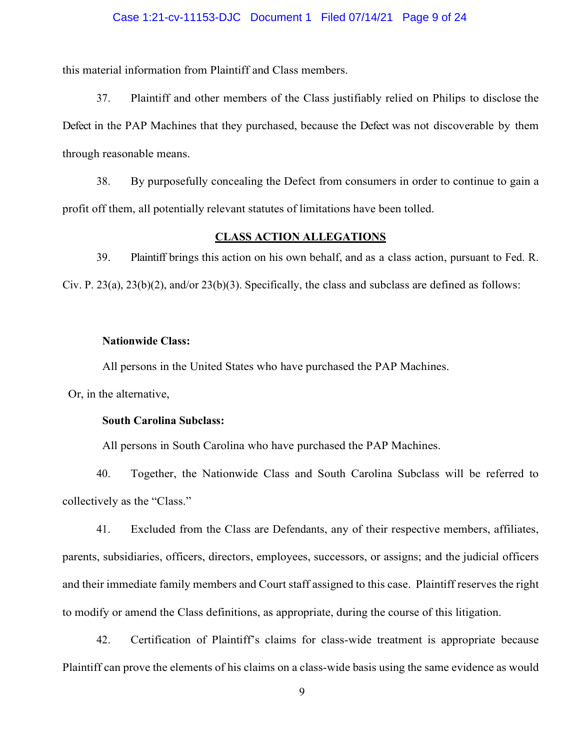this material information from Plaintiff and Class members.

37. Plaintiff and other members of the Class justifiably relied on Philips to disclose the Defect in the PAP Machines that they purchased, because the Defect was not discoverable by them through reasonable means.

38. By purposefully concealing the Defect from consumers in order to continue to gain a profit off them, all potentially relevant statutes of limitations have been tolled.

## CLASS ACTION ALLEGATIONS

39. Plaintiff brings this action on his own behalf, and as a class action, pursuant to Fed. R. Civ. P. 23(a), 23(b)(2), and/or 23(b)(3). Specifically, the class and subclass are defined as follows:

**Nationwide Class:**

All persons in the United States who have purchased the PAP Machines.

Or, in the alternative,

**South Carolina Subclass:**

All persons in South Carolina who have purchased the PAP Machines.

40. Together, the Nationwide Class and South Carolina Subclass will be referred to collectively as the "Class."

41. Excluded from the Class are Defendants, any of their respective members, affiliates, parents, subsidiaries, officers, directors, employees, successors, or assigns; and the judicial officers and their immediate family members and Court staff assigned to this case. Plaintiff reserves the right to modify or amend the Class definitions, as appropriate, during the course of this litigation.

42. Certification of Plaintiff's claims for class-wide treatment is appropriate because Plaintiff can prove the elements of his claims on a class-wide basis using the same evidence as would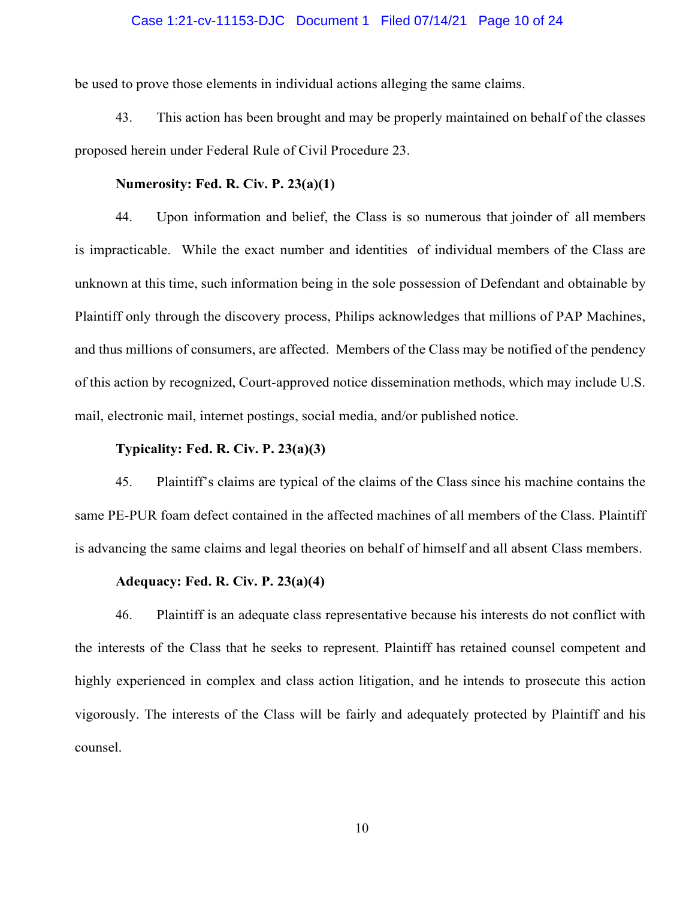be used to prove those elements in individual actions alleging the same claims.

43. This action has been brought and may be properly maintained on behalf of the classes proposed herein under Federal Rule of Civil Procedure 23.

**Numerosity: Fed. R. Civ. P. 23(a)(1)**

44. Upon information and belief, the Class is so numerous that joinder of all members is impracticable. While the exact number and identities of individual members of the Class are unknown at this time, such information being in the sole possession of Defendant and obtainable by Plaintiff only through the discovery process, Philips acknowledges that millions of PAP Machines, and thus millions of consumers, are affected. Members of the Class may be notified of the pendency of this action by recognized, Court-approved notice dissemination methods, which may include U.S. mail, electronic mail, internet postings, social media, and/or published notice.

**Typicality: Fed. R. Civ. P. 23(a)(3)**

45. Plaintiff's claims are typical of the claims of the Class since his machine contains the same PE-PUR foam defect contained in the affected machines of all members of the Class. Plaintiff is advancing the same claims and legal theories on behalf of himself and all absent Class members.

**Adequacy: Fed. R. Civ. P. 23(a)(4)**

46. Plaintiff is an adequate class representative because his interests do not conflict with the interests of the Class that he seeks to represent. Plaintiff has retained counsel competent and highly experienced in complex and class action litigation, and he intends to prosecute this action vigorously. The interests of the Class will be fairly and adequately protected by Plaintiff and his counsel.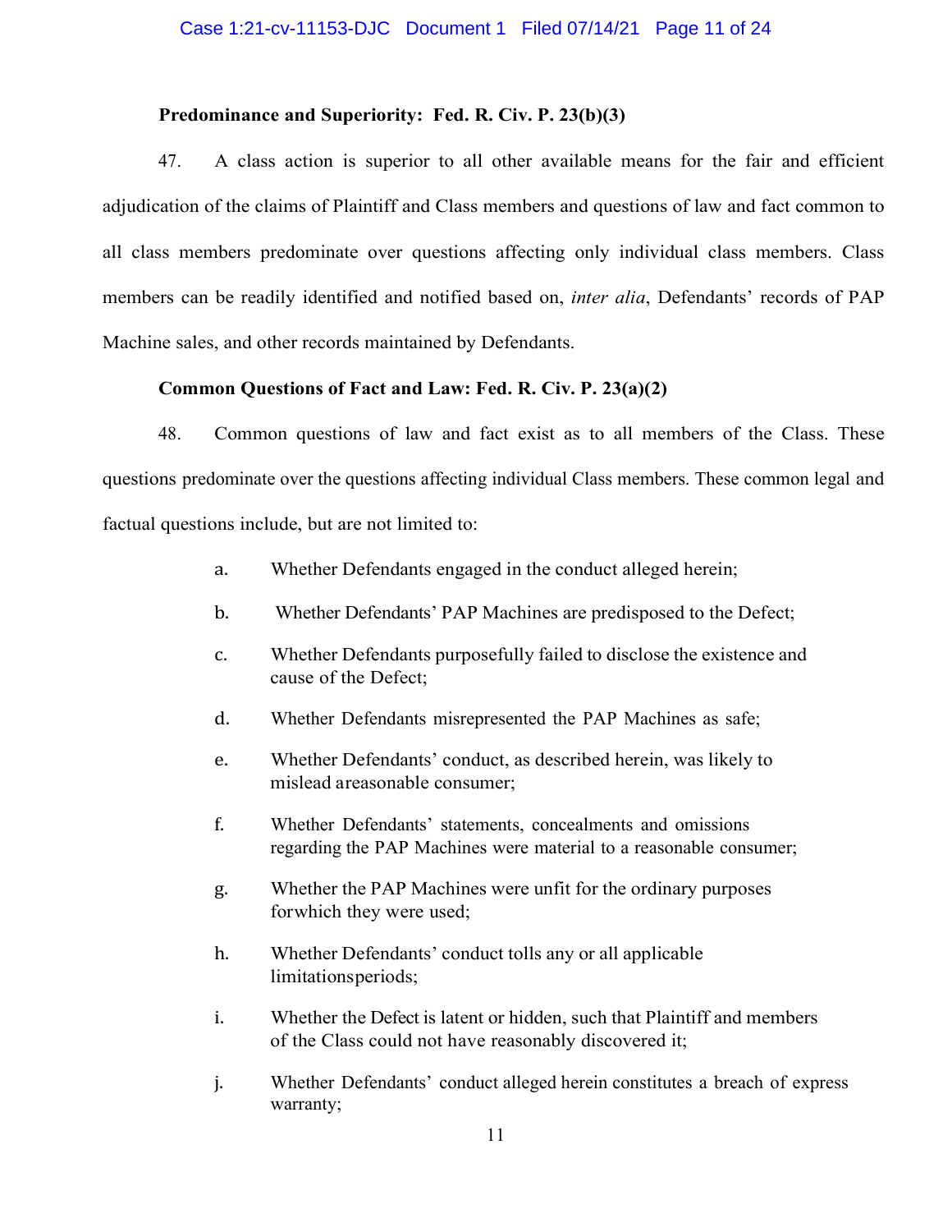**Predominance and Superiority: Fed. R. Civ. P. 23(b)(3)**

47. A class action is superior to all other available means for the fair and efficient adjudication of the claims of Plaintiff and Class members and questions of law and fact common to all class members predominate over questions affecting only individual class members. Class members can be readily identified and notified based on, *inter alia*, Defendants' records of PAP Machine sales, and other records maintained by Defendants.

**Common Questions of Fact and Law: Fed. R. Civ. P. 23(a)(2)**

48. Common questions of law and fact exist as to all members of the Class. These questions predominate over the questions affecting individual Class members. These common legal and factual questions include, but are not limited to:

a. Whether Defendants engaged in the conduct alleged herein;

b. Whether Defendants' PAP Machines are predisposed to the Defect;

c. Whether Defendants purposefully failed to disclose the existence and cause of the Defect;

d. Whether Defendants misrepresented the PAP Machines as safe;

e. Whether Defendants' conduct, as described herein, was likely to mislead areasonable consumer;

f. Whether Defendants' statements, concealments and omissions regarding the PAP Machines were material to a reasonable consumer;

g. Whether the PAP Machines were unfit for the ordinary purposes forwhich they were used;

h. Whether Defendants' conduct tolls any or all applicable limitationsperiods;

i. Whether the Defect is latent or hidden, such that Plaintiff and members of the Class could not have reasonably discovered it;

j. Whether Defendants' conduct alleged herein constitutes a breach of express warranty;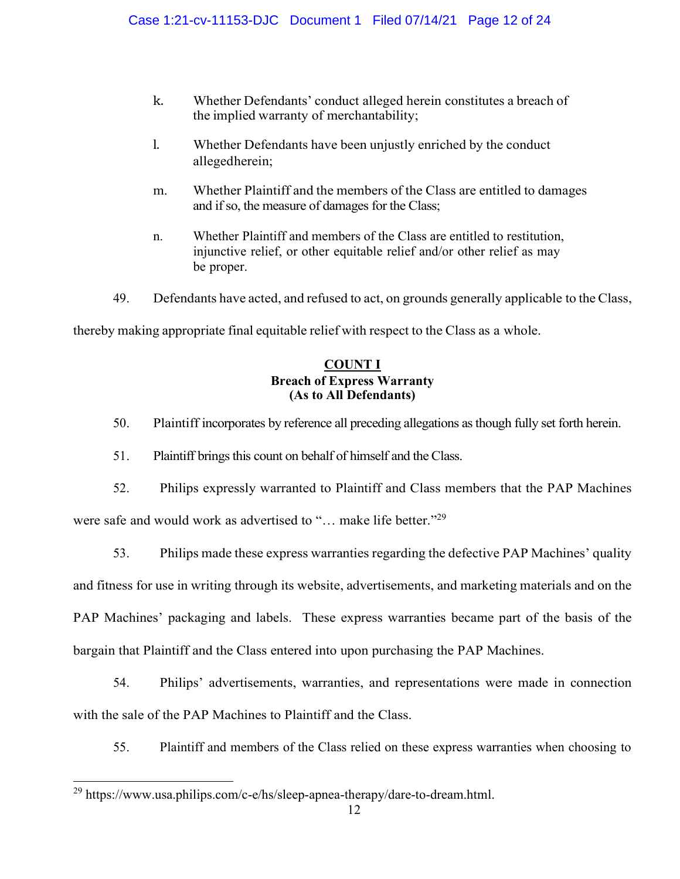k. Whether Defendants' conduct alleged herein constitutes a breach of the implied warranty of merchantability;

l. Whether Defendants have been unjustly enriched by the conduct allegedherein;

m. Whether Plaintiff and the members of the Class are entitled to damages and if so, the measure of damages for the Class;

n. Whether Plaintiff and members of the Class are entitled to restitution, injunctive relief, or other equitable relief and/or other relief as may be proper.

49. Defendants have acted, and refused to act, on grounds generally applicable to the Class, thereby making appropriate final equitable relief with respect to the Class as a whole.

**COUNT I**
**Breach of Express Warranty**
**(As to All Defendants)**

50. Plaintiff incorporates by reference all preceding allegations as though fully set forth herein.

51. Plaintiff brings this count on behalf of himself and the Class.

52. Philips expressly warranted to Plaintiff and Class members that the PAP Machines were safe and would work as advertised to "… make life better."[29]

53. Philips made these express warranties regarding the defective PAP Machines' quality and fitness for use in writing through its website, advertisements, and marketing materials and on the PAP Machines' packaging and labels. These express warranties became part of the basis of the bargain that Plaintiff and the Class entered into upon purchasing the PAP Machines.

54. Philips' advertisements, warranties, and representations were made in connection with the sale of the PAP Machines to Plaintiff and the Class.

55. Plaintiff and members of the Class relied on these express warranties when choosing to

[29] https://www.usa.philips.com/c-e/hs/sleep-apnea-therapy/dare-to-dream.html.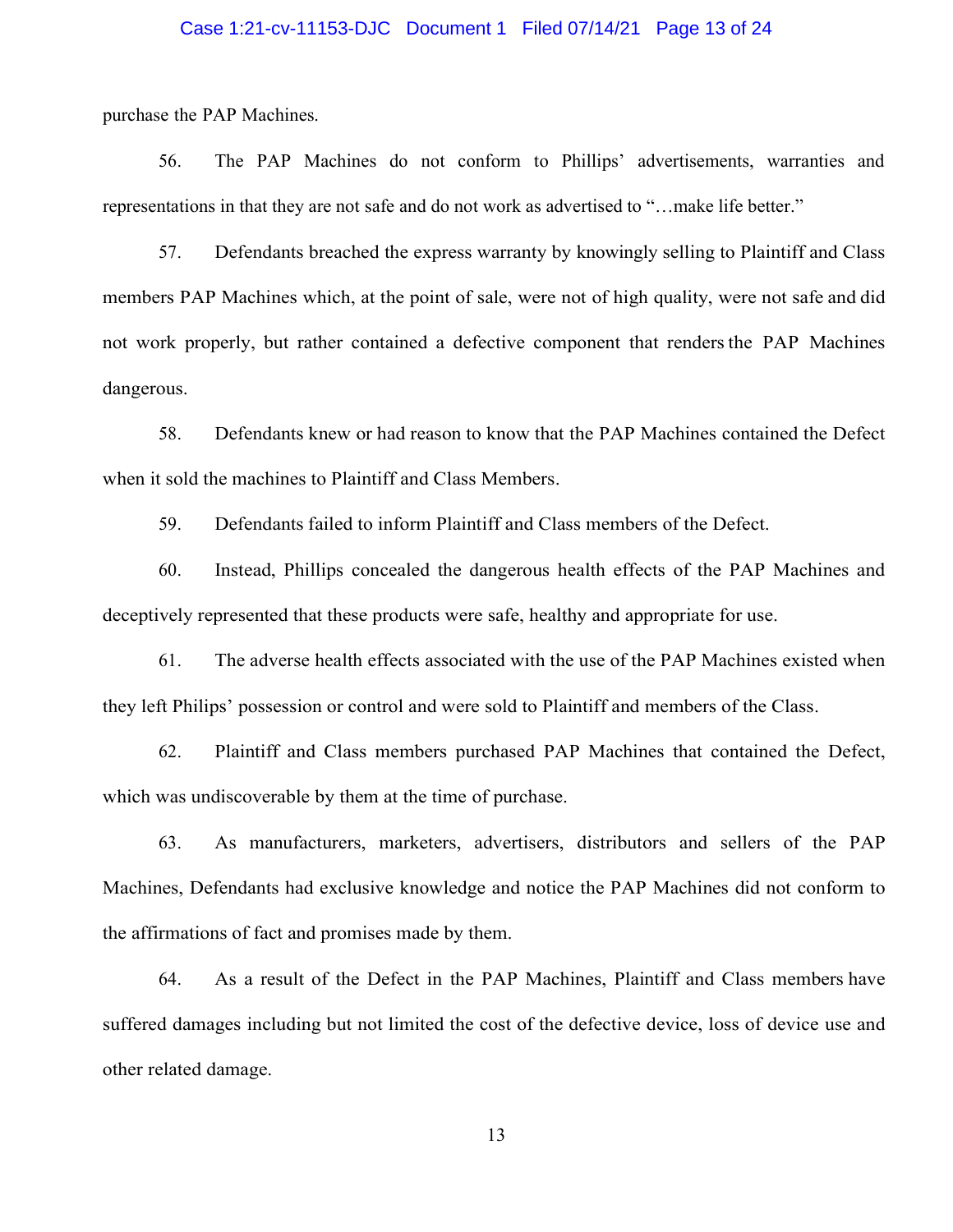purchase the PAP Machines.

56. The PAP Machines do not conform to Phillips' advertisements, warranties and representations in that they are not safe and do not work as advertised to "…make life better."

57. Defendants breached the express warranty by knowingly selling to Plaintiff and Class members PAP Machines which, at the point of sale, were not of high quality, were not safe and did not work properly, but rather contained a defective component that renders the PAP Machines dangerous.

58. Defendants knew or had reason to know that the PAP Machines contained the Defect when it sold the machines to Plaintiff and Class Members.

59. Defendants failed to inform Plaintiff and Class members of the Defect.

60. Instead, Phillips concealed the dangerous health effects of the PAP Machines and deceptively represented that these products were safe, healthy and appropriate for use.

61. The adverse health effects associated with the use of the PAP Machines existed when they left Philips' possession or control and were sold to Plaintiff and members of the Class.

62. Plaintiff and Class members purchased PAP Machines that contained the Defect, which was undiscoverable by them at the time of purchase.

63. As manufacturers, marketers, advertisers, distributors and sellers of the PAP Machines, Defendants had exclusive knowledge and notice the PAP Machines did not conform to the affirmations of fact and promises made by them.

64. As a result of the Defect in the PAP Machines, Plaintiff and Class members have suffered damages including but not limited the cost of the defective device, loss of device use and other related damage.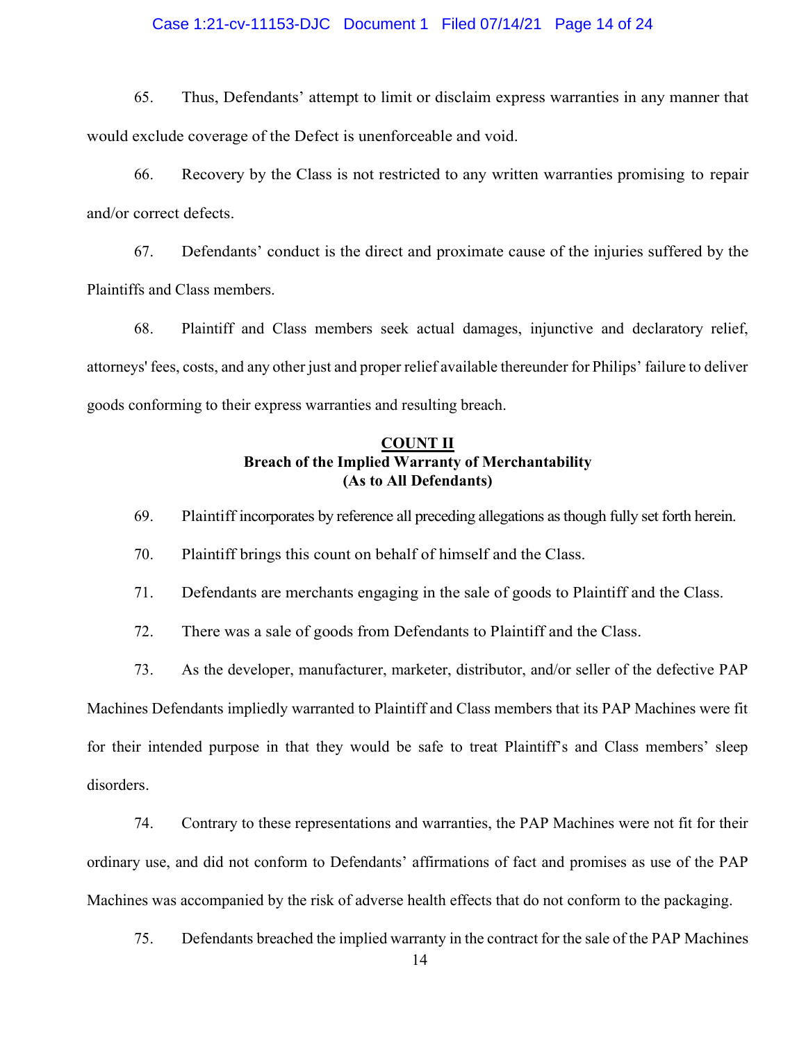65. Thus, Defendants' attempt to limit or disclaim express warranties in any manner that would exclude coverage of the Defect is unenforceable and void.

66. Recovery by the Class is not restricted to any written warranties promising to repair and/or correct defects.

67. Defendants' conduct is the direct and proximate cause of the injuries suffered by the Plaintiffs and Class members.

68. Plaintiff and Class members seek actual damages, injunctive and declaratory relief, attorneys' fees, costs, and any other just and proper relief available thereunder for Philips' failure to deliver goods conforming to their express warranties and resulting breach.

## COUNT II
### Breach of the Implied Warranty of Merchantability
### (As to All Defendants)

69. Plaintiff incorporates by reference all preceding allegations as though fully set forth herein.

70. Plaintiff brings this count on behalf of himself and the Class.

71. Defendants are merchants engaging in the sale of goods to Plaintiff and the Class.

72. There was a sale of goods from Defendants to Plaintiff and the Class.

73. As the developer, manufacturer, marketer, distributor, and/or seller of the defective PAP Machines Defendants impliedly warranted to Plaintiff and Class members that its PAP Machines were fit for their intended purpose in that they would be safe to treat Plaintiff's and Class members' sleep disorders.

74. Contrary to these representations and warranties, the PAP Machines were not fit for their ordinary use, and did not conform to Defendants' affirmations of fact and promises as use of the PAP Machines was accompanied by the risk of adverse health effects that do not conform to the packaging.

75. Defendants breached the implied warranty in the contract for the sale of the PAP Machines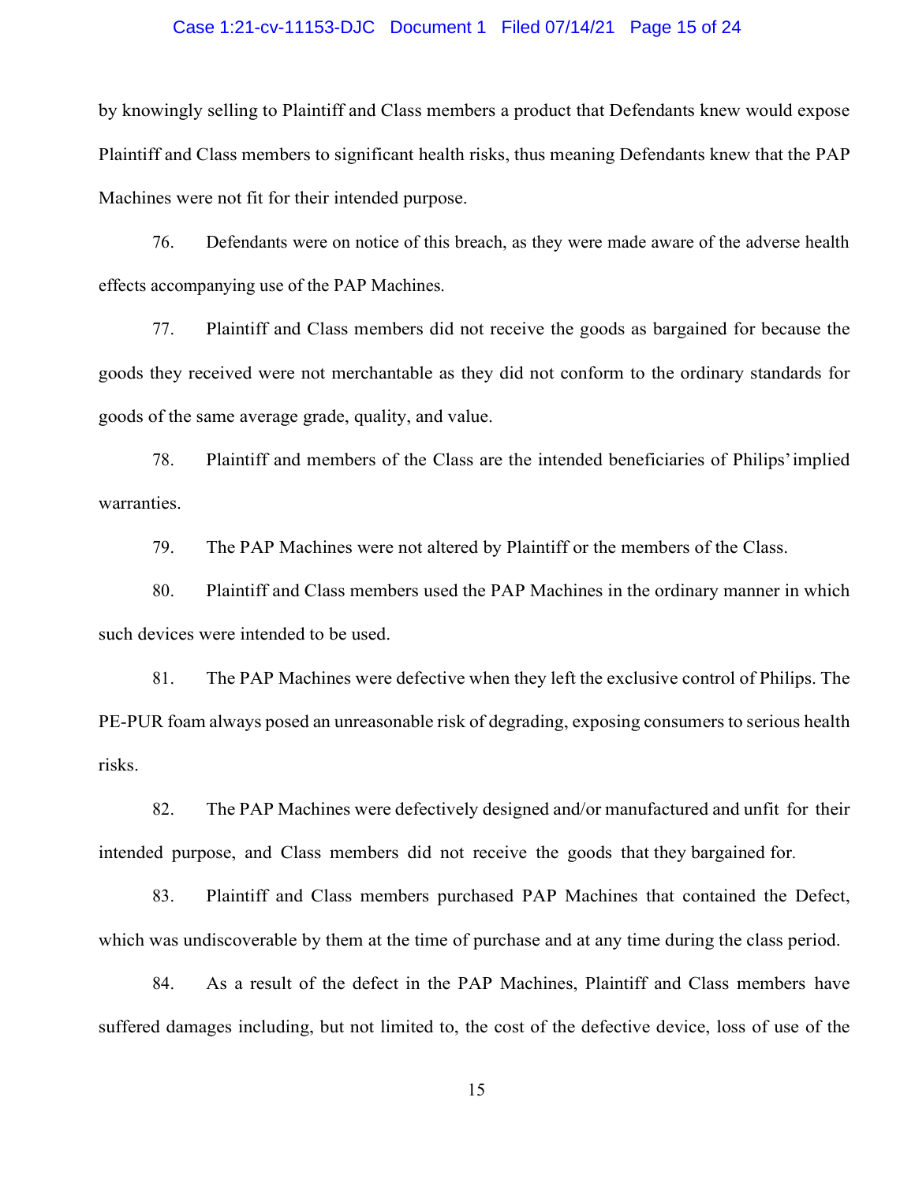by knowingly selling to Plaintiff and Class members a product that Defendants knew would expose Plaintiff and Class members to significant health risks, thus meaning Defendants knew that the PAP Machines were not fit for their intended purpose.

76. Defendants were on notice of this breach, as they were made aware of the adverse health effects accompanying use of the PAP Machines.

77. Plaintiff and Class members did not receive the goods as bargained for because the goods they received were not merchantable as they did not conform to the ordinary standards for goods of the same average grade, quality, and value.

78. Plaintiff and members of the Class are the intended beneficiaries of Philips' implied warranties.

79. The PAP Machines were not altered by Plaintiff or the members of the Class.

80. Plaintiff and Class members used the PAP Machines in the ordinary manner in which such devices were intended to be used.

81. The PAP Machines were defective when they left the exclusive control of Philips. The PE-PUR foam always posed an unreasonable risk of degrading, exposing consumers to serious health risks.

82. The PAP Machines were defectively designed and/or manufactured and unfit for their intended purpose, and Class members did not receive the goods that they bargained for.

83. Plaintiff and Class members purchased PAP Machines that contained the Defect, which was undiscoverable by them at the time of purchase and at any time during the class period.

84. As a result of the defect in the PAP Machines, Plaintiff and Class members have suffered damages including, but not limited to, the cost of the defective device, loss of use of the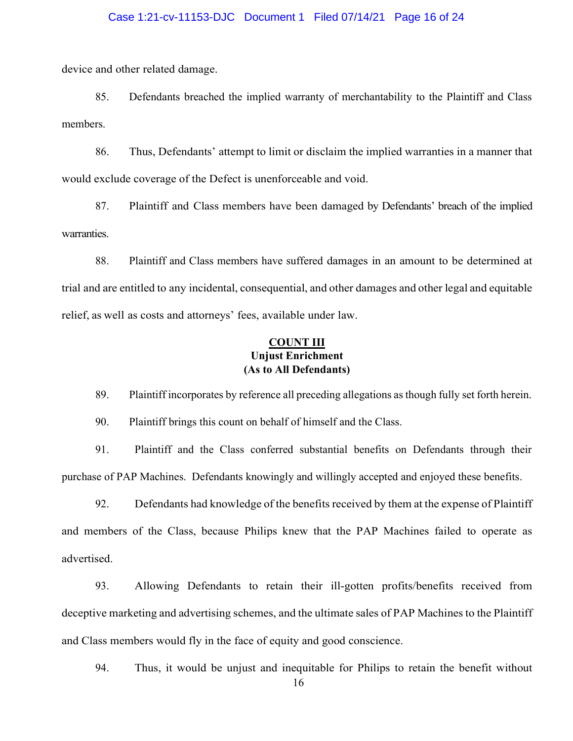device and other related damage.

85. Defendants breached the implied warranty of merchantability to the Plaintiff and Class members.

86. Thus, Defendants' attempt to limit or disclaim the implied warranties in a manner that would exclude coverage of the Defect is unenforceable and void.

87. Plaintiff and Class members have been damaged by Defendants' breach of the implied warranties.

88. Plaintiff and Class members have suffered damages in an amount to be determined at trial and are entitled to any incidental, consequential, and other damages and other legal and equitable relief, as well as costs and attorneys' fees, available under law.

**COUNT III**
**Unjust Enrichment**
**(As to All Defendants)**

89. Plaintiff incorporates by reference all preceding allegations as though fully set forth herein.

90. Plaintiff brings this count on behalf of himself and the Class.

91. Plaintiff and the Class conferred substantial benefits on Defendants through their purchase of PAP Machines. Defendants knowingly and willingly accepted and enjoyed these benefits.

92. Defendants had knowledge of the benefits received by them at the expense of Plaintiff and members of the Class, because Philips knew that the PAP Machines failed to operate as advertised.

93. Allowing Defendants to retain their ill-gotten profits/benefits received from deceptive marketing and advertising schemes, and the ultimate sales of PAP Machines to the Plaintiff and Class members would fly in the face of equity and good conscience.

94. Thus, it would be unjust and inequitable for Philips to retain the benefit without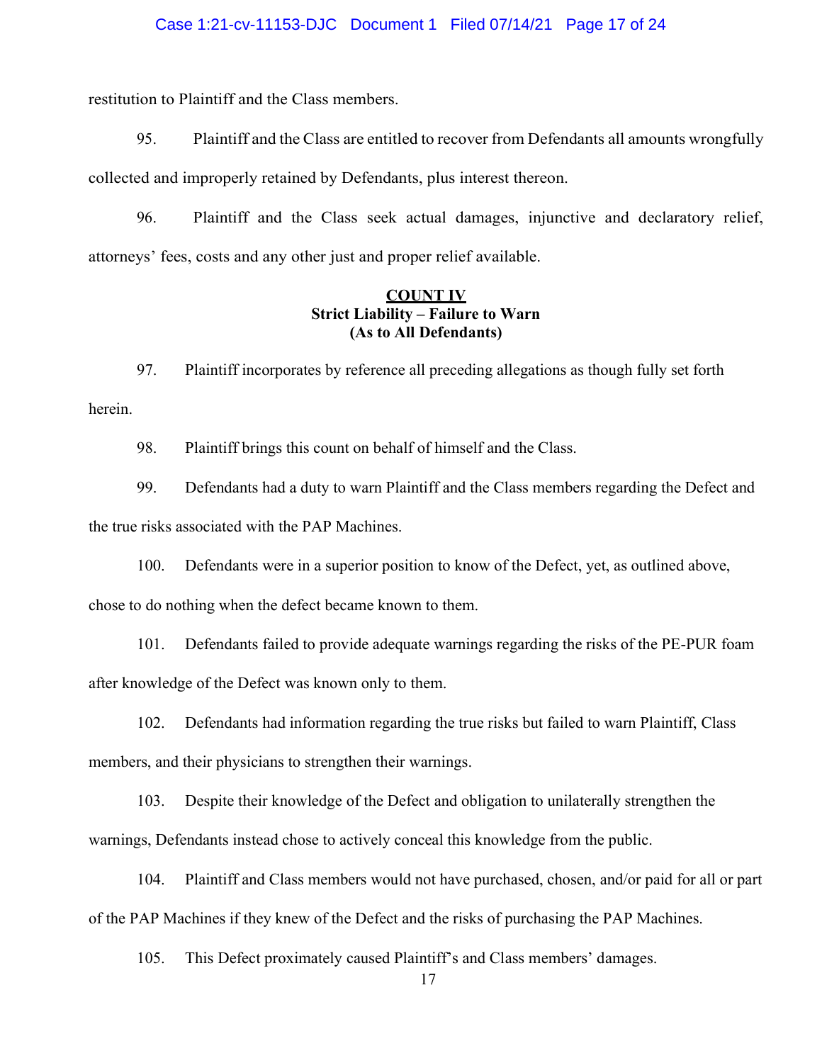restitution to Plaintiff and the Class members.

95. Plaintiff and the Class are entitled to recover from Defendants all amounts wrongfully collected and improperly retained by Defendants, plus interest thereon.

96. Plaintiff and the Class seek actual damages, injunctive and declaratory relief, attorneys' fees, costs and any other just and proper relief available.

**COUNT IV**
**Strict Liability – Failure to Warn**
**(As to All Defendants)**

97. Plaintiff incorporates by reference all preceding allegations as though fully set forth herein.

98. Plaintiff brings this count on behalf of himself and the Class.

99. Defendants had a duty to warn Plaintiff and the Class members regarding the Defect and the true risks associated with the PAP Machines.

100. Defendants were in a superior position to know of the Defect, yet, as outlined above, chose to do nothing when the defect became known to them.

101. Defendants failed to provide adequate warnings regarding the risks of the PE-PUR foam after knowledge of the Defect was known only to them.

102. Defendants had information regarding the true risks but failed to warn Plaintiff, Class members, and their physicians to strengthen their warnings.

103. Despite their knowledge of the Defect and obligation to unilaterally strengthen the warnings, Defendants instead chose to actively conceal this knowledge from the public.

104. Plaintiff and Class members would not have purchased, chosen, and/or paid for all or part of the PAP Machines if they knew of the Defect and the risks of purchasing the PAP Machines.

105. This Defect proximately caused Plaintiff's and Class members' damages.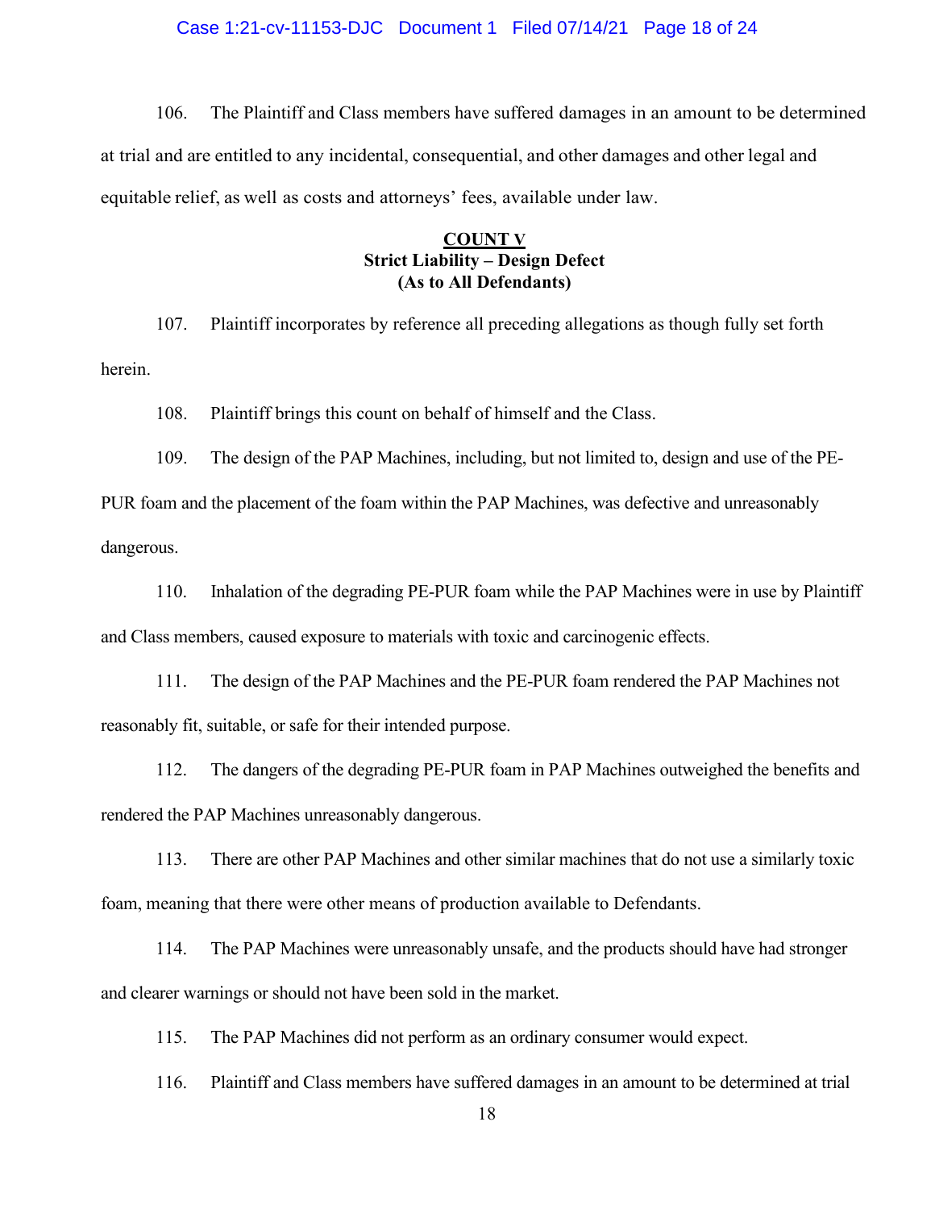106. The Plaintiff and Class members have suffered damages in an amount to be determined at trial and are entitled to any incidental, consequential, and other damages and other legal and equitable relief, as well as costs and attorneys' fees, available under law.

**COUNT V**
**Strict Liability – Design Defect**
**(As to All Defendants)**

107. Plaintiff incorporates by reference all preceding allegations as though fully set forth herein.

108. Plaintiff brings this count on behalf of himself and the Class.

109. The design of the PAP Machines, including, but not limited to, design and use of the PE-PUR foam and the placement of the foam within the PAP Machines, was defective and unreasonably dangerous.

110. Inhalation of the degrading PE-PUR foam while the PAP Machines were in use by Plaintiff and Class members, caused exposure to materials with toxic and carcinogenic effects.

111. The design of the PAP Machines and the PE-PUR foam rendered the PAP Machines not reasonably fit, suitable, or safe for their intended purpose.

112. The dangers of the degrading PE-PUR foam in PAP Machines outweighed the benefits and rendered the PAP Machines unreasonably dangerous.

113. There are other PAP Machines and other similar machines that do not use a similarly toxic foam, meaning that there were other means of production available to Defendants.

114. The PAP Machines were unreasonably unsafe, and the products should have had stronger and clearer warnings or should not have been sold in the market.

115. The PAP Machines did not perform as an ordinary consumer would expect.

116. Plaintiff and Class members have suffered damages in an amount to be determined at trial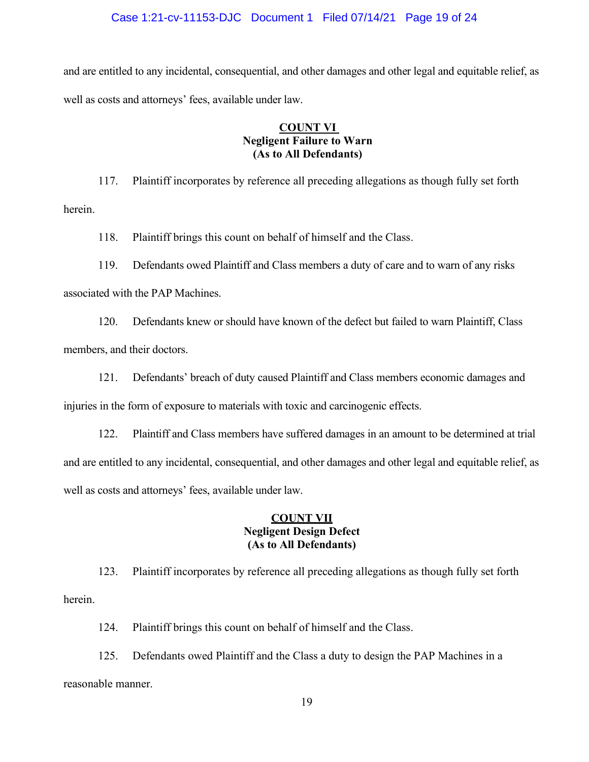and are entitled to any incidental, consequential, and other damages and other legal and equitable relief, as well as costs and attorneys' fees, available under law.

**COUNT VI**
**Negligent Failure to Warn**
**(As to All Defendants)**

117. Plaintiff incorporates by reference all preceding allegations as though fully set forth herein.

118. Plaintiff brings this count on behalf of himself and the Class.

119. Defendants owed Plaintiff and Class members a duty of care and to warn of any risks associated with the PAP Machines.

120. Defendants knew or should have known of the defect but failed to warn Plaintiff, Class members, and their doctors.

121. Defendants' breach of duty caused Plaintiff and Class members economic damages and injuries in the form of exposure to materials with toxic and carcinogenic effects.

122. Plaintiff and Class members have suffered damages in an amount to be determined at trial and are entitled to any incidental, consequential, and other damages and other legal and equitable relief, as well as costs and attorneys' fees, available under law.

**COUNT VII**
**Negligent Design Defect**
**(As to All Defendants)**

123. Plaintiff incorporates by reference all preceding allegations as though fully set forth herein.

124. Plaintiff brings this count on behalf of himself and the Class.

125. Defendants owed Plaintiff and the Class a duty to design the PAP Machines in a reasonable manner.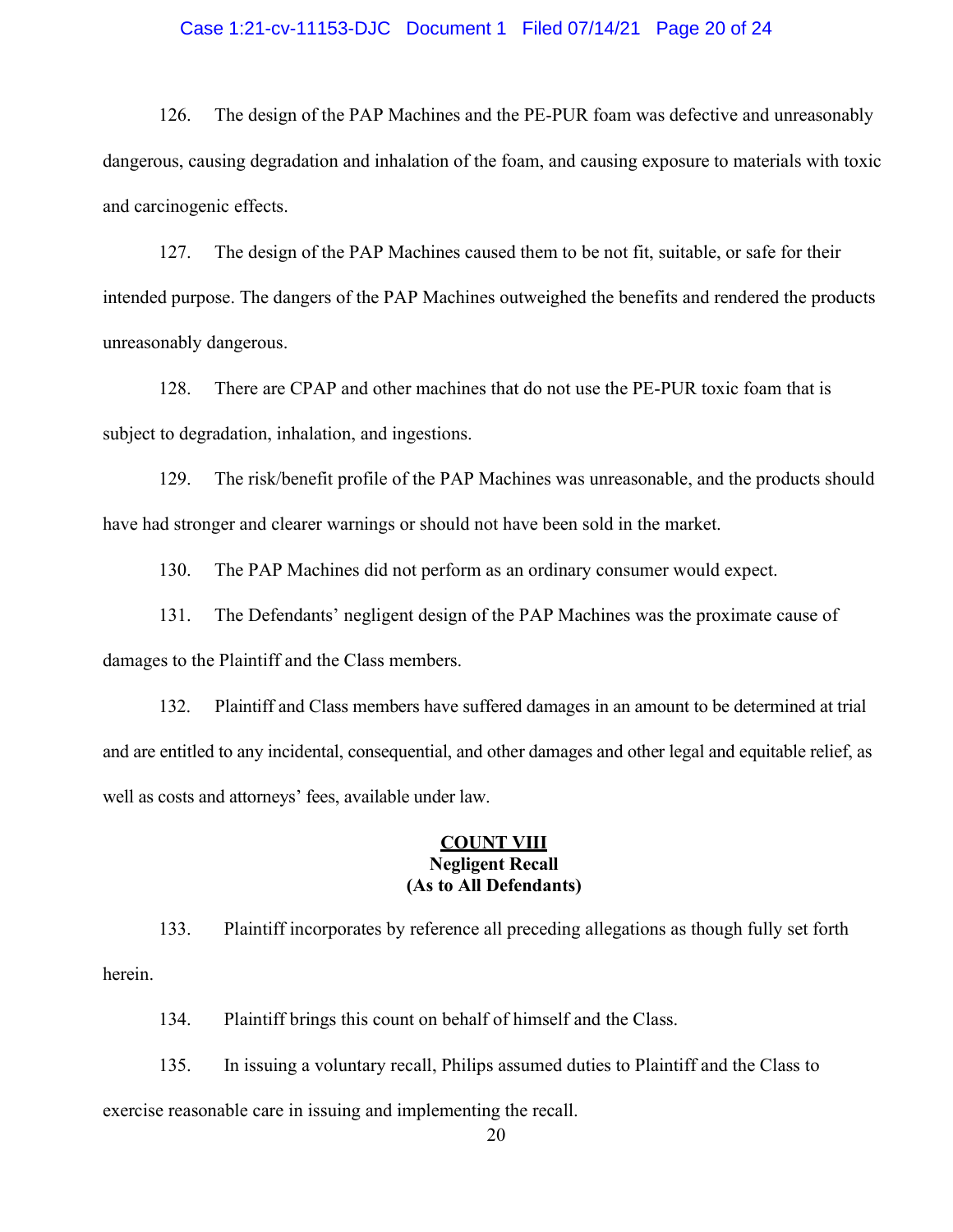126. The design of the PAP Machines and the PE-PUR foam was defective and unreasonably dangerous, causing degradation and inhalation of the foam, and causing exposure to materials with toxic and carcinogenic effects.

127. The design of the PAP Machines caused them to be not fit, suitable, or safe for their intended purpose. The dangers of the PAP Machines outweighed the benefits and rendered the products unreasonably dangerous.

128. There are CPAP and other machines that do not use the PE-PUR toxic foam that is subject to degradation, inhalation, and ingestions.

129. The risk/benefit profile of the PAP Machines was unreasonable, and the products should have had stronger and clearer warnings or should not have been sold in the market.

130. The PAP Machines did not perform as an ordinary consumer would expect.

131. The Defendants' negligent design of the PAP Machines was the proximate cause of damages to the Plaintiff and the Class members.

132. Plaintiff and Class members have suffered damages in an amount to be determined at trial and are entitled to any incidental, consequential, and other damages and other legal and equitable relief, as well as costs and attorneys' fees, available under law.

**COUNT VIII**
**Negligent Recall**
**(As to All Defendants)**

133. Plaintiff incorporates by reference all preceding allegations as though fully set forth herein.

134. Plaintiff brings this count on behalf of himself and the Class.

135. In issuing a voluntary recall, Philips assumed duties to Plaintiff and the Class to exercise reasonable care in issuing and implementing the recall.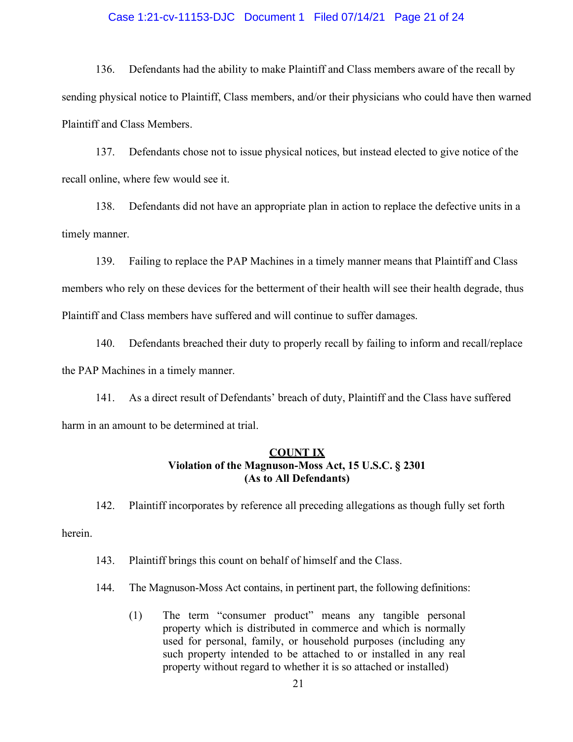136. Defendants had the ability to make Plaintiff and Class members aware of the recall by sending physical notice to Plaintiff, Class members, and/or their physicians who could have then warned Plaintiff and Class Members.

137. Defendants chose not to issue physical notices, but instead elected to give notice of the recall online, where few would see it.

138. Defendants did not have an appropriate plan in action to replace the defective units in a timely manner.

139. Failing to replace the PAP Machines in a timely manner means that Plaintiff and Class members who rely on these devices for the betterment of their health will see their health degrade, thus Plaintiff and Class members have suffered and will continue to suffer damages.

140. Defendants breached their duty to properly recall by failing to inform and recall/replace the PAP Machines in a timely manner.

141. As a direct result of Defendants' breach of duty, Plaintiff and the Class have suffered harm in an amount to be determined at trial.

## COUNT IX
### Violation of the Magnuson-Moss Act, 15 U.S.C. § 2301
### (As to All Defendants)

142. Plaintiff incorporates by reference all preceding allegations as though fully set forth herein.

143. Plaintiff brings this count on behalf of himself and the Class.

144. The Magnuson-Moss Act contains, in pertinent part, the following definitions:

> (1) The term "consumer product" means any tangible personal property which is distributed in commerce and which is normally used for personal, family, or household purposes (including any such property intended to be attached to or installed in any real property without regard to whether it is so attached or installed)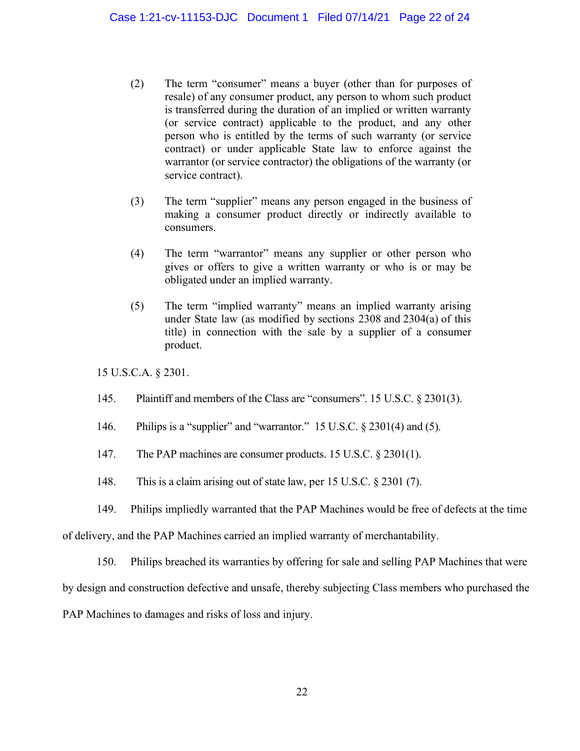> (2) The term "consumer" means a buyer (other than for purposes of resale) of any consumer product, any person to whom such product is transferred during the duration of an implied or written warranty (or service contract) applicable to the product, and any other person who is entitled by the terms of such warranty (or service contract) or under applicable State law to enforce against the warrantor (or service contractor) the obligations of the warranty (or service contract).
>
> (3) The term "supplier" means any person engaged in the business of making a consumer product directly or indirectly available to consumers.
>
> (4) The term "warrantor" means any supplier or other person who gives or offers to give a written warranty or who is or may be obligated under an implied warranty.
>
> (5) The term "implied warranty" means an implied warranty arising under State law (as modified by sections 2308 and 2304(a) of this title) in connection with the sale by a supplier of a consumer product.

15 U.S.C.A. § 2301.

145. Plaintiff and members of the Class are "consumers". 15 U.S.C. § 2301(3).

146. Philips is a "supplier" and "warrantor." 15 U.S.C. § 2301(4) and (5).

147. The PAP machines are consumer products. 15 U.S.C. § 2301(1).

148. This is a claim arising out of state law, per 15 U.S.C. § 2301 (7).

149. Philips impliedly warranted that the PAP Machines would be free of defects at the time of delivery, and the PAP Machines carried an implied warranty of merchantability.

150. Philips breached its warranties by offering for sale and selling PAP Machines that were by design and construction defective and unsafe, thereby subjecting Class members who purchased the PAP Machines to damages and risks of loss and injury.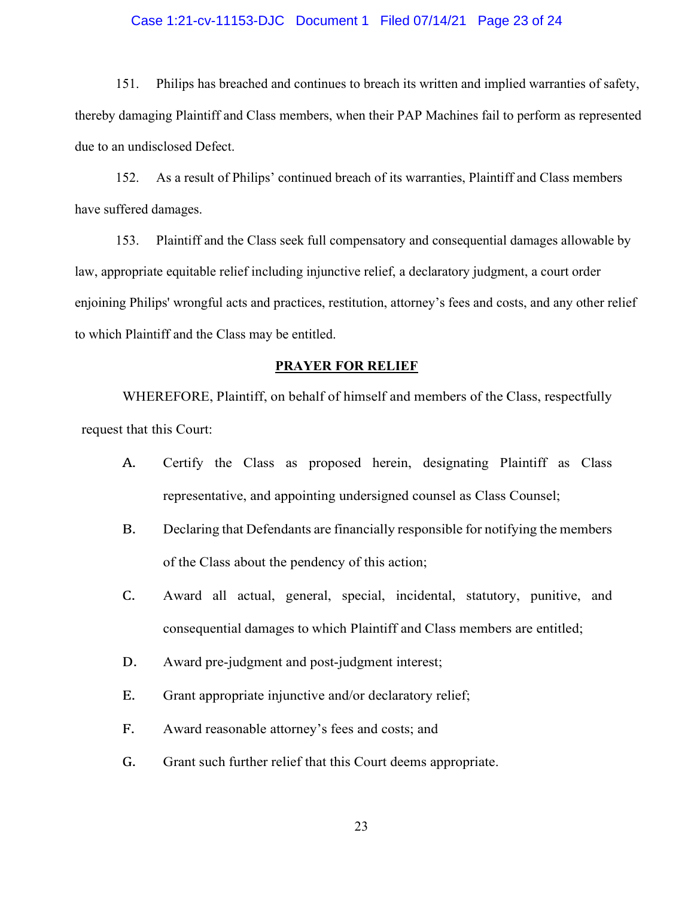151. Philips has breached and continues to breach its written and implied warranties of safety, thereby damaging Plaintiff and Class members, when their PAP Machines fail to perform as represented due to an undisclosed Defect.

152. As a result of Philips' continued breach of its warranties, Plaintiff and Class members have suffered damages.

153. Plaintiff and the Class seek full compensatory and consequential damages allowable by law, appropriate equitable relief including injunctive relief, a declaratory judgment, a court order enjoining Philips' wrongful acts and practices, restitution, attorney's fees and costs, and any other relief to which Plaintiff and the Class may be entitled.

## PRAYER FOR RELIEF

WHEREFORE, Plaintiff, on behalf of himself and members of the Class, respectfully request that this Court:

A. Certify the Class as proposed herein, designating Plaintiff as Class representative, and appointing undersigned counsel as Class Counsel;

B. Declaring that Defendants are financially responsible for notifying the members of the Class about the pendency of this action;

C. Award all actual, general, special, incidental, statutory, punitive, and consequential damages to which Plaintiff and Class members are entitled;

D. Award pre-judgment and post-judgment interest;

E. Grant appropriate injunctive and/or declaratory relief;

F. Award reasonable attorney's fees and costs; and

G. Grant such further relief that this Court deems appropriate.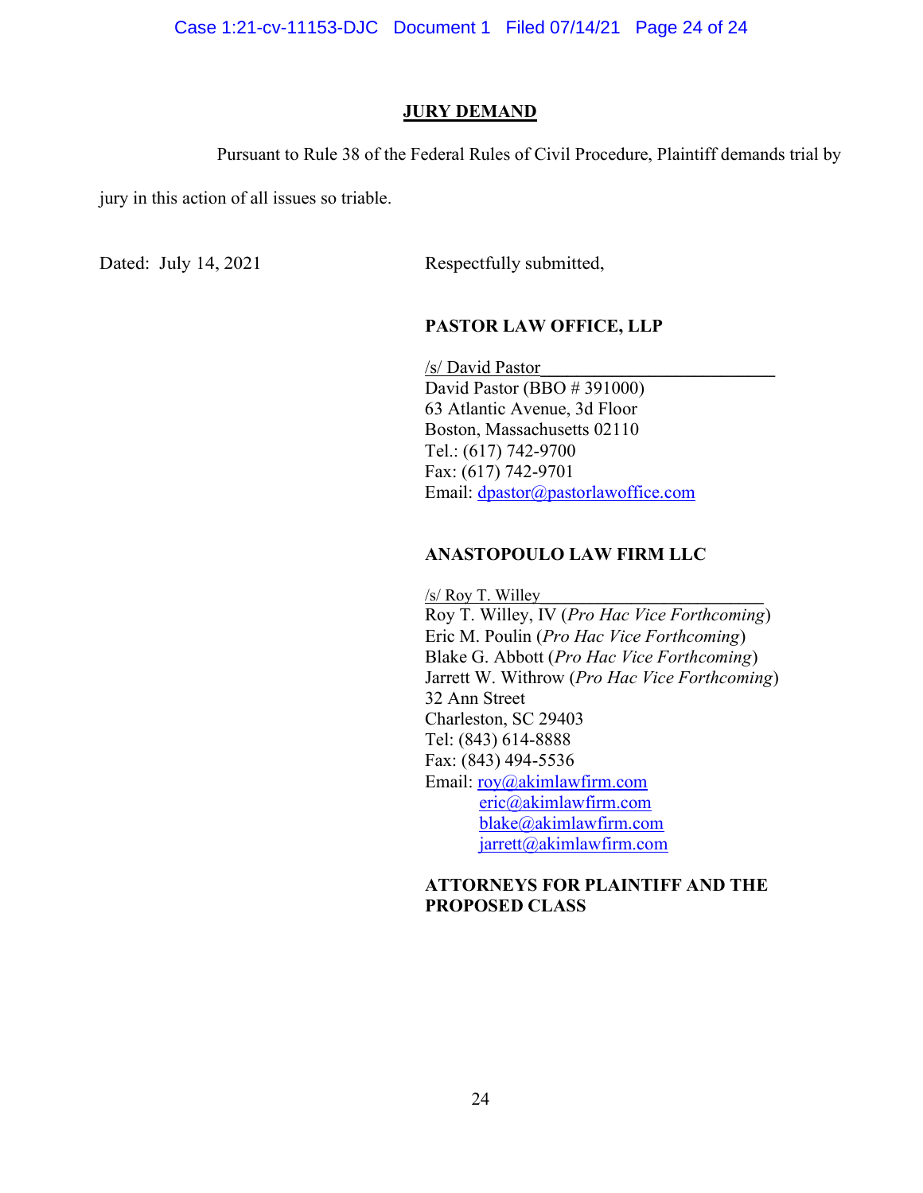## JURY DEMAND

Pursuant to Rule 38 of the Federal Rules of Civil Procedure, Plaintiff demands trial by jury in this action of all issues so triable.

Dated: July 14, 2021

Respectfully submitted,

**PASTOR LAW OFFICE, LLP**

/s/ David Pastor  
David Pastor (BBO # 391000)  
63 Atlantic Avenue, 3d Floor  
Boston, Massachusetts 02110  
Tel.: (617) 742-9700  
Fax: (617) 742-9701  
Email: dpastor@pastorlawoffice.com

**ANASTOPOULO LAW FIRM LLC**

/s/ Roy T. Willey  
Roy T. Willey, IV (*Pro Hac Vice Forthcoming*)  
Eric M. Poulin (*Pro Hac Vice Forthcoming*)  
Blake G. Abbott (*Pro Hac Vice Forthcoming*)  
Jarrett W. Withrow (*Pro Hac Vice Forthcoming*)  
32 Ann Street  
Charleston, SC 29403  
Tel: (843) 614-8888  
Fax: (843) 494-5536  
Email: roy@akimlawfirm.com  
eric@akimlawfirm.com  
blake@akimlawfirm.com  
jarrett@akimlawfirm.com

**ATTORNEYS FOR PLAINTIFF AND THE PROPOSED CLASS**